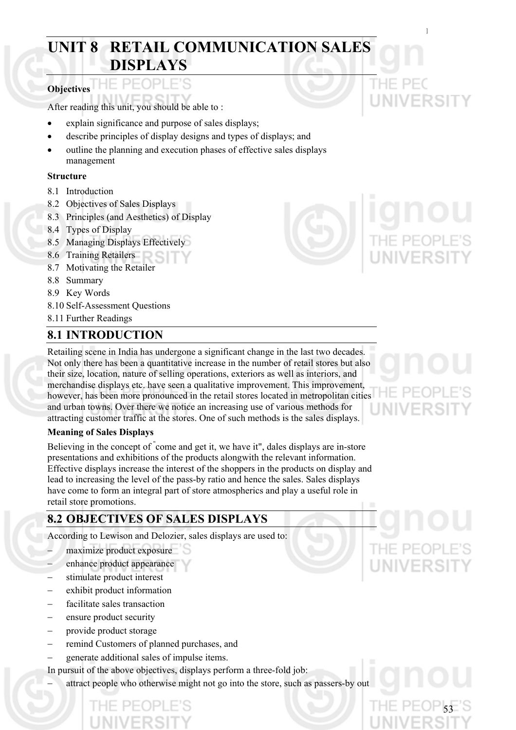# UNIT 8 RETAIL COMMUNICATION SALES DISPLAYS

**Objectives**

After reading this unit, you should be able to :

- explain significance and purpose of sales displays;
- describe principles of display designs and types of displays; and
- outline the planning and execution phases of effective sales displays management

**Structure**

8.1 Introduction
8.2 Objectives of Sales Displays
8.3 Principles (and Aesthetics) of Display
8.4 Types of Display
8.5 Managing Displays Effectively
8.6 Training Retailers
8.7 Motivating the Retailer
8.8 Summary
8.9 Key Words
8.10 Self-Assessment Questions
8.11 Further Readings

## 8.1 INTRODUCTION

Retailing scene in India has undergone a significant change in the last two decades. Not only there has been a quantitative increase in the number of retail stores but also their size, location, nature of selling operations, exteriors as well as interiors, and merchandise displays etc. have seen a qualitative improvement. This improvement, however, has been more pronounced in the retail stores located in metropolitan cities and urban towns. Over there we notice an increasing use of various methods for attracting customer traffic at the stores. One of such methods is the sales displays.

**Meaning of Sales Displays**

Believing in the concept of "come and get it, we have it", dales displays are in-store presentations and exhibitions of the products alongwith the relevant information. Effective displays increase the interest of the shoppers in the products on display and lead to increasing the level of the pass-by ratio and hence the sales. Sales displays have come to form an integral part of store atmospherics and play a useful role in retail store promotions.

## 8.2 OBJECTIVES OF SALES DISPLAYS

According to Lewison and Delozier, sales displays are used to:

- maximize product exposure
- enhance product appearance
- stimulate product interest
- exhibit product information
- facilitate sales transaction
- ensure product security
- provide product storage
- remind Customers of planned purchases, and
- generate additional sales of impulse items.

In pursuit of the above objectives, displays perform a three-fold job:

- attract people who otherwise might not go into the store, such as passers-by out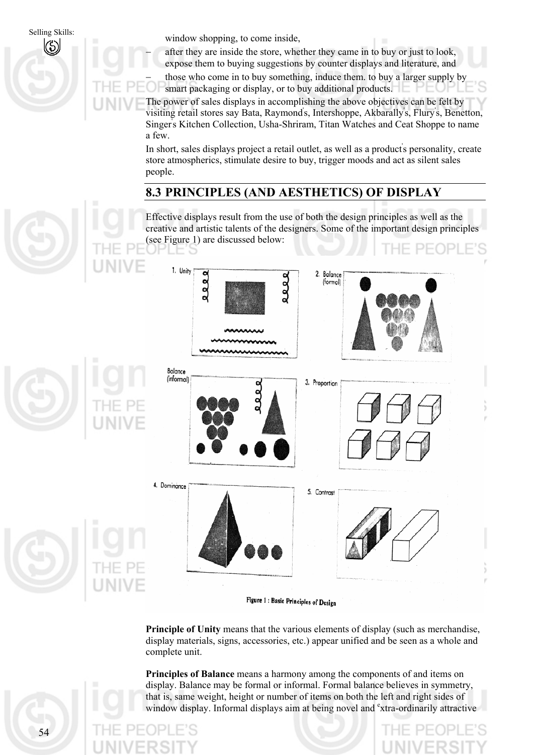window shopping, to come inside,

– after they are inside the store, whether they came in to buy or just to look, expose them to buying suggestions by counter displays and literature, and

– those who come in to buy something, induce them. to buy a larger supply by smart packaging or display, or to buy additional products.

The power of sales displays in accomplishing the above objectives can be felt by visiting retail stores say Bata, Raymond's, Intershoppe, Akbarally's, Flury's, Benetton, Singer's Kitchen Collection, Usha-Shriram, Titan Watches and Ceat Shoppe to name a few.

In short, sales displays project a retail outlet, as well as a product's personality, create store atmospherics, stimulate desire to buy, trigger moods and act as silent sales people.

## 8.3 PRINCIPLES (AND AESTHETICS) OF DISPLAY

Effective displays result from the use of both the design principles as well as the creative and artistic talents of the designers. Some of the important design principles (see Figure 1) are discussed below:

1. Unity　2. Balance (formal)　Balance (informal)　3. Proportion　4. Dominance　5. Contrast

Figure 1 : Basic Principles of Design

**Principle of Unity** means that the various elements of display (such as merchandise, display materials, signs, accessories, etc.) appear unified and be seen as a whole and complete unit.

**Principles of Balance** means a harmony among the components of and items on display. Balance may be formal or informal. Formal balance believes in symmetry, that is, same weight, height or number of items on both the left and right sides of window display. Informal displays aim at being novel and extra-ordinarily attractive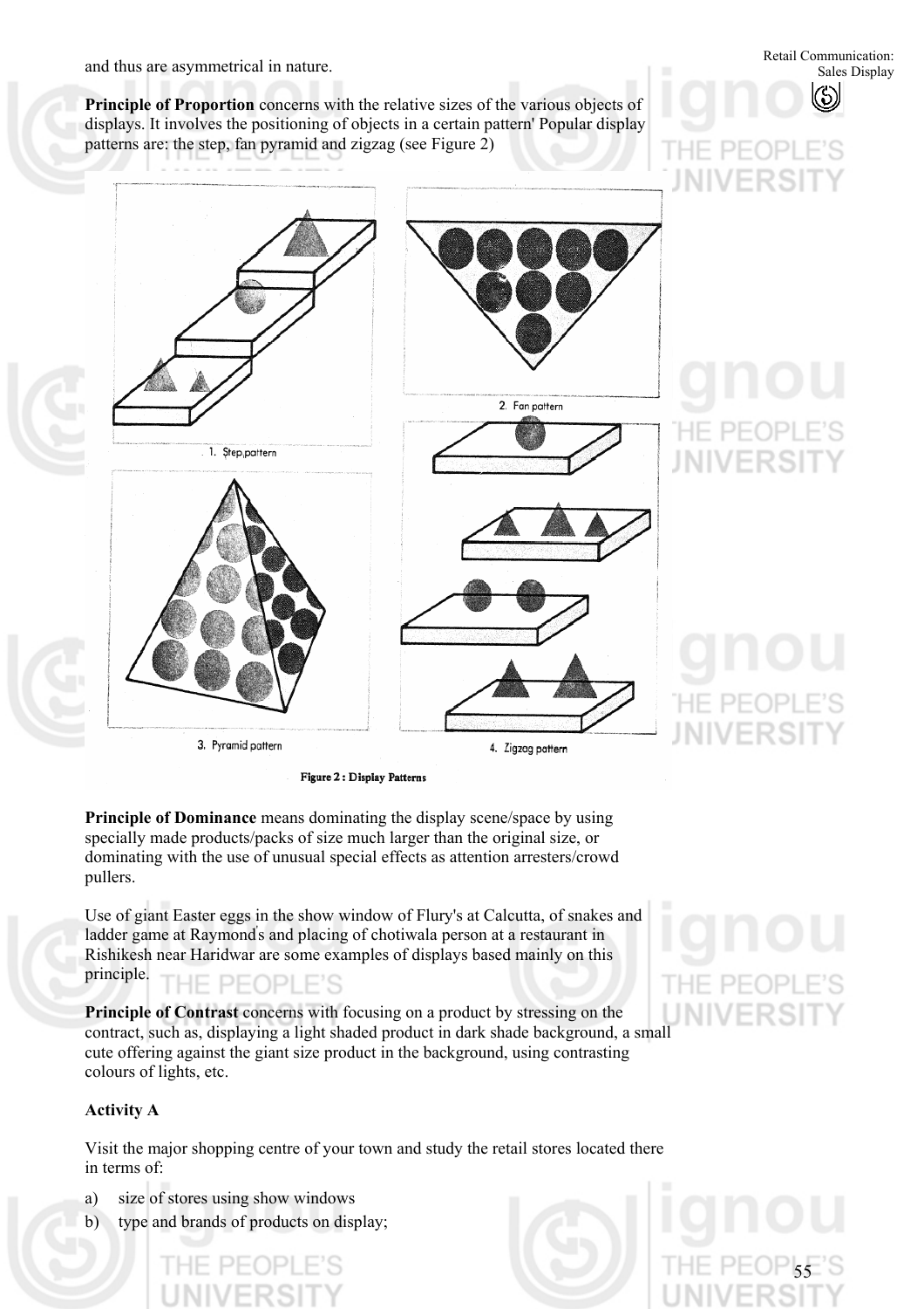and thus are asymmetrical in nature.

**Principle of Proportion** concerns with the relative sizes of the various objects of displays. It involves the positioning of objects in a certain pattern' Popular display patterns are: the step, fan pyramid and zigzag (see Figure 2)

1. Step pattern

2. Fan pattern

3. Pyramid pattern

4. Zigzag pattern

**Figure 2 : Display Patterns**

**Principle of Dominance** means dominating the display scene/space by using specially made products/packs of size much larger than the original size, or dominating with the use of unusual special effects as attention arresters/crowd pullers.

Use of giant Easter eggs in the show window of Flury's at Calcutta, of snakes and ladder game at Raymond's and placing of chotiwala person at a restaurant in Rishikesh near Haridwar are some examples of displays based mainly on this principle.

**Principle of Contrast** concerns with focusing on a product by stressing on the contract, such as, displaying a light shaded product in dark shade background, a small cute offering against the giant size product in the background, using contrasting colours of lights, etc.

**Activity A**

Visit the major shopping centre of your town and study the retail stores located there in terms of:

a) size of stores using show windows
b) type and brands of products on display;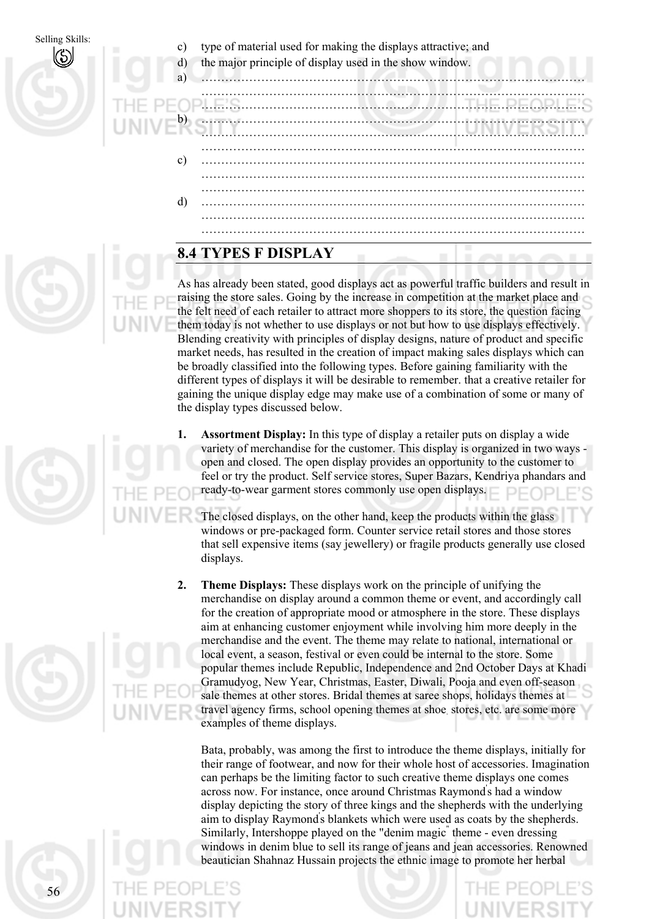c) type of material used for making the displays attractive; and

d) the major principle of display used in the show window.

a) ……………………………………………………………………………………
……………………………………………………………………………………
……………………………………………………………………………………

b) ……………………………………………………………………………………
……………………………………………………………………………………
……………………………………………………………………………………

c) ……………………………………………………………………………………
……………………………………………………………………………………
……………………………………………………………………………………

d) ……………………………………………………………………………………
……………………………………………………………………………………
……………………………………………………………………………………

## 8.4 TYPES F DISPLAY

As has already been stated, good displays act as powerful traffic builders and result in raising the store sales. Going by the increase in competition at the market place and the felt need of each retailer to attract more shoppers to its store, the question facing them today is not whether to use displays or not but how to use displays effectively. Blending creativity with principles of display designs, nature of product and specific market needs, has resulted in the creation of impact making sales displays which can be broadly classified into the following types. Before gaining familiarity with the different types of displays it will be desirable to remember. that a creative retailer for gaining the unique display edge may make use of a combination of some or many of the display types discussed below.

1. **Assortment Display:** In this type of display a retailer puts on display a wide variety of merchandise for the customer. This display is organized in two ways - open and closed. The open display provides an opportunity to the customer to feel or try the product. Self service stores, Super Bazars, Kendriya phandars and ready-to-wear garment stores commonly use open displays.

   The closed displays, on the other hand, keep the products within the glass windows or pre-packaged form. Counter service retail stores and those stores that sell expensive items (say jewellery) or fragile products generally use closed displays.

2. **Theme Displays:** These displays work on the principle of unifying the merchandise on display around a common theme or event, and accordingly call for the creation of appropriate mood or atmosphere in the store. These displays aim at enhancing customer enjoyment while involving him more deeply in the merchandise and the event. The theme may relate to national, international or local event, a season, festival or even could be internal to the store. Some popular themes include Republic, Independence and 2nd October Days at Khadi Gramudyog, New Year, Christmas, Easter, Diwali, Pooja and even off-season sale themes at other stores. Bridal themes at saree shops, holidays themes at travel agency firms, school opening themes at shoe stores, etc. are some more examples of theme displays.

   Bata, probably, was among the first to introduce the theme displays, initially for their range of footwear, and now for their whole host of accessories. Imagination can perhaps be the limiting factor to such creative theme displays one comes across now. For instance, once around Christmas Raymond's had a window display depicting the story of three kings and the shepherds with the underlying aim to display Raymond's blankets which were used as coats by the shepherds. Similarly, Intershoppe played on the "denim magic" theme - even dressing windows in denim blue to sell its range of jeans and jean accessories. Renowned beautician Shahnaz Hussain projects the ethnic image to promote her herbal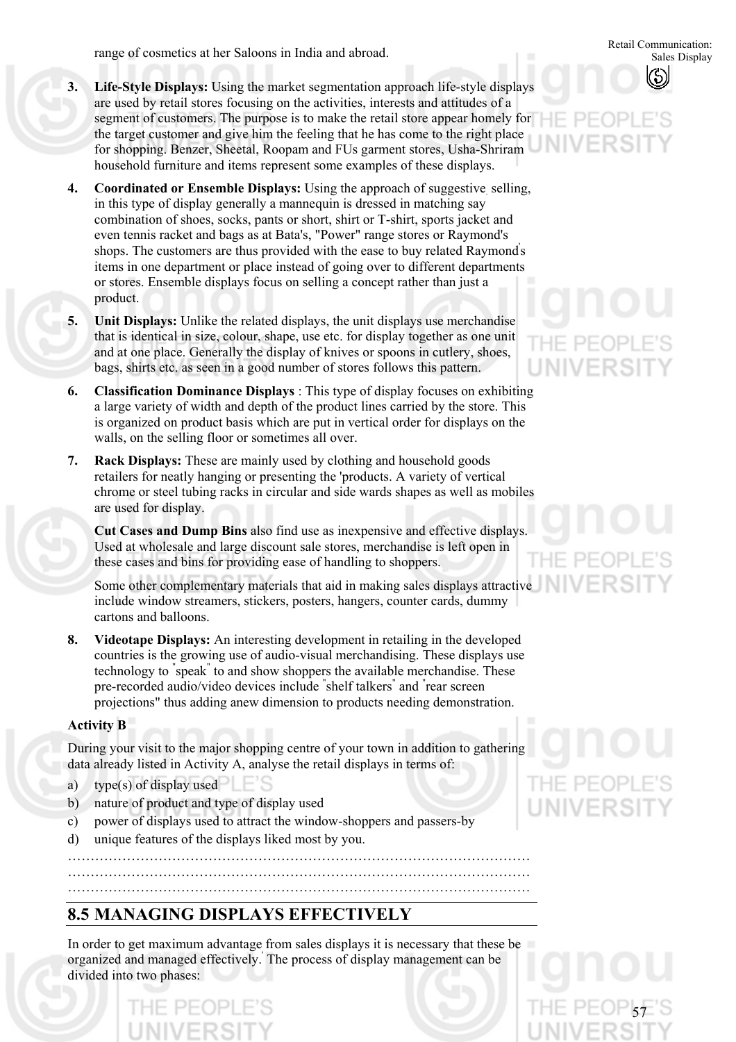range of cosmetics at her Saloons in India and abroad.

3. **Life-Style Displays:** Using the market segmentation approach life-style displays are used by retail stores focusing on the activities, interests and attitudes of a segment of customers. The purpose is to make the retail store appear homely for the target customer and give him the feeling that he has come to the right place for shopping. Benzer, Sheetal, Roopam and FUs garment stores, Usha-Shriram household furniture and items represent some examples of these displays.

4. **Coordinated or Ensemble Displays:** Using the approach of suggestive selling, in this type of display generally a mannequin is dressed in matching say combination of shoes, socks, pants or short, shirt or T-shirt, sports jacket and even tennis racket and bags as at Bata's, "Power" range stores or Raymond's shops. The customers are thus provided with the ease to buy related Raymond's items in one department or place instead of going over to different departments or stores. Ensemble displays focus on selling a concept rather than just a product.

5. **Unit Displays:** Unlike the related displays, the unit displays use merchandise that is identical in size, colour, shape, use etc. for display together as one unit and at one place. Generally the display of knives or spoons in cutlery, shoes, bags, shirts etc. as seen in a good number of stores follows this pattern.

6. **Classification Dominance Displays** : This type of display focuses on exhibiting a large variety of width and depth of the product lines carried by the store. This is organized on product basis which are put in vertical order for displays on the walls, on the selling floor or sometimes all over.

7. **Rack Displays:** These are mainly used by clothing and household goods retailers for neatly hanging or presenting the 'products. A variety of vertical chrome or steel tubing racks in circular and side wards shapes as well as mobiles are used for display.

   **Cut Cases and Dump Bins** also find use as inexpensive and effective displays. Used at wholesale and large discount sale stores, merchandise is left open in these cases and bins for providing ease of handling to shoppers.

   Some other complementary materials that aid in making sales displays attractive include window streamers, stickers, posters, hangers, counter cards, dummy cartons and balloons.

8. **Videotape Displays:** An interesting development in retailing in the developed countries is the growing use of audio-visual merchandising. These displays use technology to "speak" to and show shoppers the available merchandise. These pre-recorded audio/video devices include "shelf talkers" and "rear screen projections" thus adding anew dimension to products needing demonstration.

**Activity B**

During your visit to the major shopping centre of your town in addition to gathering data already listed in Activity A, analyse the retail displays in terms of:

a) type(s) of display used
b) nature of product and type of display used
c) power of displays used to attract the window-shoppers and passers-by
d) unique features of the displays liked most by you.

…………………………………………………………………………………………
…………………………………………………………………………………………
…………………………………………………………………………………………

## 8.5 MANAGING DISPLAYS EFFECTIVELY

In order to get maximum advantage from sales displays it is necessary that these be organized and managed effectively. The process of display management can be divided into two phases: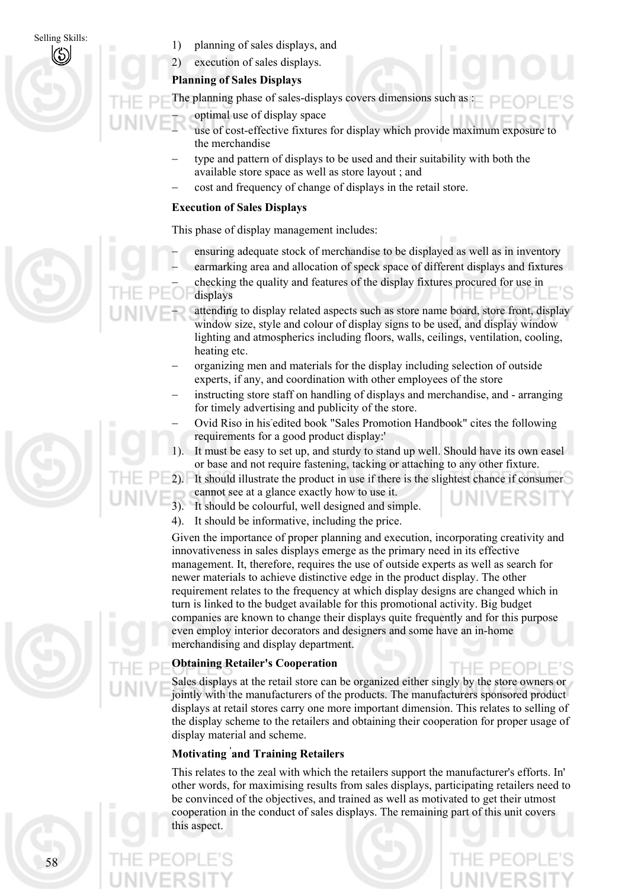1) planning of sales displays, and
2) execution of sales displays.

**Planning of Sales Displays**

The planning phase of sales-displays covers dimensions such as :

- optimal use of display space
- use of cost-effective fixtures for display which provide maximum exposure to the merchandise
- type and pattern of displays to be used and their suitability with both the available store space as well as store layout ; and
- cost and frequency of change of displays in the retail store.

**Execution of Sales Displays**

This phase of display management includes:

- ensuring adequate stock of merchandise to be displayed as well as in inventory
- earmarking area and allocation of speck space of different displays and fixtures
- checking the quality and features of the display fixtures procured for use in displays
- attending to display related aspects such as store name board, store front, display window size, style and colour of display signs to be used, and display window lighting and atmospherics including floors, walls, ceilings, ventilation, cooling, heating etc.
- organizing men and materials for the display including selection of outside experts, if any, and coordination with other employees of the store
- instructing store staff on handling of displays and merchandise, and - arranging for timely advertising and publicity of the store.
- Ovid Riso in his edited book "Sales Promotion Handbook" cites the following requirements for a good product display:'

1). It must be easy to set up, and sturdy to stand up well. Should have its own easel or base and not require fastening, tacking or attaching to any other fixture.
2). It should illustrate the product in use if there is the slightest chance if consumer cannot see at a glance exactly how to use it.
3). It should be colourful, well designed and simple.
4). It should be informative, including the price.

Given the importance of proper planning and execution, incorporating creativity and innovativeness in sales displays emerge as the primary need in its effective management. It, therefore, requires the use of outside experts as well as search for newer materials to achieve distinctive edge in the product display. The other requirement relates to the frequency at which display designs are changed which in turn is linked to the budget available for this promotional activity. Big budget companies are known to change their displays quite frequently and for this purpose even employ interior decorators and designers and some have an in-home merchandising and display department.

**Obtaining Retailer's Cooperation**

Sales displays at the retail store can be organized either singly by the store owners or jointly with the manufacturers of the products. The manufacturers sponsored product displays at retail stores carry one more important dimension. This relates to selling of the display scheme to the retailers and obtaining their cooperation for proper usage of display material and scheme.

**Motivating and Training Retailers**

This relates to the zeal with which the retailers support the manufacturer's efforts. In' other words, for maximising results from sales displays, participating retailers need to be convinced of the objectives, and trained as well as motivated to get their utmost cooperation in the conduct of sales displays. The remaining part of this unit covers this aspect.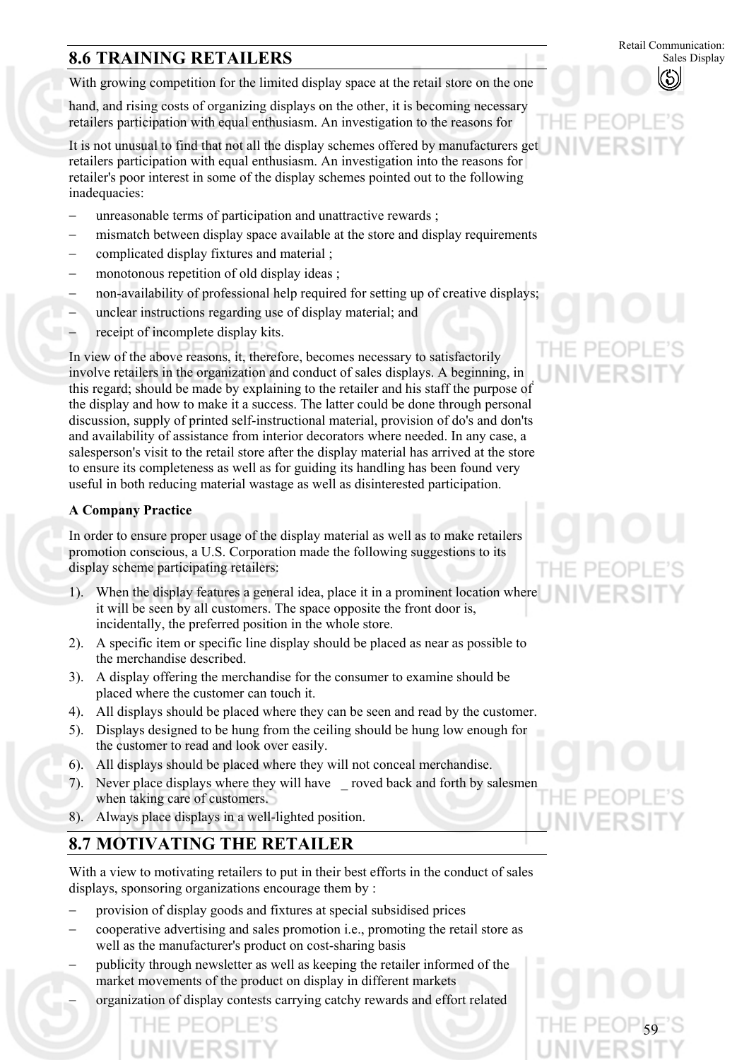## 8.6 TRAINING RETAILERS

With growing competition for the limited display space at the retail store on the one

hand, and rising costs of organizing displays on the other, it is becoming necessary retailers participation with equal enthusiasm. An investigation to the reasons for

It is not unusual to find that not all the display schemes offered by manufacturers get retailers participation with equal enthusiasm. An investigation into the reasons for retailer's poor interest in some of the display schemes pointed out to the following inadequacies:

- unreasonable terms of participation and unattractive rewards ;
- mismatch between display space available at the store and display requirements
- complicated display fixtures and material ;
- monotonous repetition of old display ideas ;
- non-availability of professional help required for setting up of creative displays;
- unclear instructions regarding use of display material; and
- receipt of incomplete display kits.

In view of the above reasons, it, therefore, becomes necessary to satisfactorily involve retailers in the organization and conduct of sales displays. A beginning, in this regard; should be made by explaining to the retailer and his staff the purpose of the display and how to make it a success. The latter could be done through personal discussion, supply of printed self-instructional material, provision of do's and don'ts and availability of assistance from interior decorators where needed. In any case, a salesperson's visit to the retail store after the display material has arrived at the store to ensure its completeness as well as for guiding its handling has been found very useful in both reducing material wastage as well as disinterested participation.

**A Company Practice**

In order to ensure proper usage of the display material as well as to make retailers promotion conscious, a U.S. Corporation made the following suggestions to its display scheme participating retailers:

1). When the display features a general idea, place it in a prominent location where it will be seen by all customers. The space opposite the front door is, incidentally, the preferred position in the whole store.
2). A specific item or specific line display should be placed as near as possible to the merchandise described.
3). A display offering the merchandise for the consumer to examine should be placed where the customer can touch it.
4). All displays should be placed where they can be seen and read by the customer.
5). Displays designed to be hung from the ceiling should be hung low enough for the customer to read and look over easily.
6). All displays should be placed where they will not conceal merchandise.
7). Never place displays where they will have _ roved back and forth by salesmen when taking care of customers.
8). Always place displays in a well-lighted position.

## 8.7 MOTIVATING THE RETAILER

With a view to motivating retailers to put in their best efforts in the conduct of sales displays, sponsoring organizations encourage them by :

- provision of display goods and fixtures at special subsidised prices
- cooperative advertising and sales promotion i.e., promoting the retail store as well as the manufacturer's product on cost-sharing basis
- publicity through newsletter as well as keeping the retailer informed of the market movements of the product on display in different markets
- organization of display contests carrying catchy rewards and effort related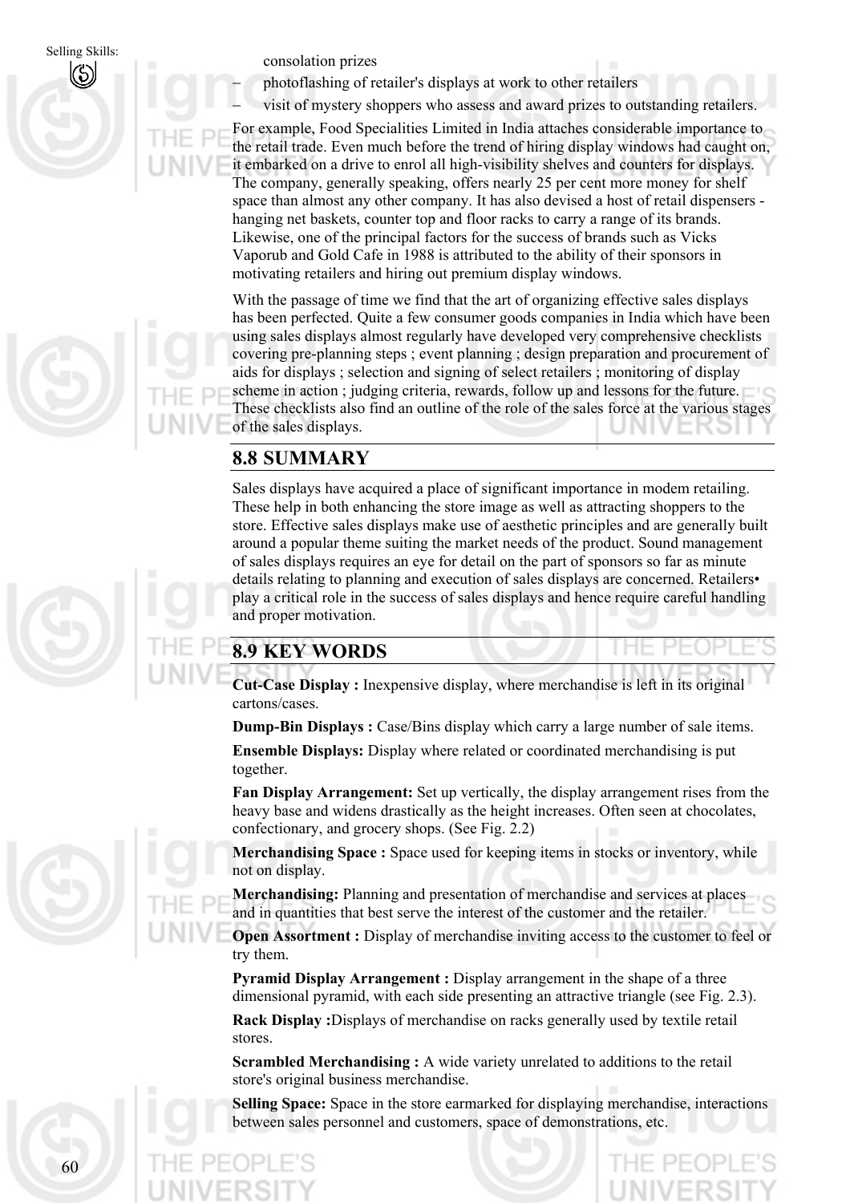consolation prizes

– photoflashing of retailer's displays at work to other retailers

– visit of mystery shoppers who assess and award prizes to outstanding retailers.

For example, Food Specialities Limited in India attaches considerable importance to the retail trade. Even much before the trend of hiring display windows had caught on, it embarked on a drive to enrol all high-visibility shelves and counters for displays. The company, generally speaking, offers nearly 25 per cent more money for shelf space than almost any other company. It has also devised a host of retail dispensers - hanging net baskets, counter top and floor racks to carry a range of its brands. Likewise, one of the principal factors for the success of brands such as Vicks Vaporub and Gold Cafe in 1988 is attributed to the ability of their sponsors in motivating retailers and hiring out premium display windows.

With the passage of time we find that the art of organizing effective sales displays has been perfected. Quite a few consumer goods companies in India which have been using sales displays almost regularly have developed very comprehensive checklists covering pre-planning steps ; event planning ; design preparation and procurement of aids for displays ; selection and signing of select retailers ; monitoring of display scheme in action ; judging criteria, rewards, follow up and lessons for the future. These checklists also find an outline of the role of the sales force at the various stages of the sales displays.

## 8.8 SUMMARY

Sales displays have acquired a place of significant importance in modem retailing. These help in both enhancing the store image as well as attracting shoppers to the store. Effective sales displays make use of aesthetic principles and are generally built around a popular theme suiting the market needs of the product. Sound management of sales displays requires an eye for detail on the part of sponsors so far as minute details relating to planning and execution of sales displays are concerned. Retailers• play a critical role in the success of sales displays and hence require careful handling and proper motivation.

## 8.9 KEY WORDS

**Cut-Case Display :** Inexpensive display, where merchandise is left in its original cartons/cases.

**Dump-Bin Displays :** Case/Bins display which carry a large number of sale items.

**Ensemble Displays:** Display where related or coordinated merchandising is put together.

**Fan Display Arrangement:** Set up vertically, the display arrangement rises from the heavy base and widens drastically as the height increases. Often seen at chocolates, confectionary, and grocery shops. (See Fig. 2.2)

**Merchandising Space :** Space used for keeping items in stocks or inventory, while not on display.

**Merchandising:** Planning and presentation of merchandise and services at places and in quantities that best serve the interest of the customer and the retailer.

**Open Assortment :** Display of merchandise inviting access to the customer to feel or try them.

**Pyramid Display Arrangement :** Display arrangement in the shape of a three dimensional pyramid, with each side presenting an attractive triangle (see Fig. 2.3).

**Rack Display :**Displays of merchandise on racks generally used by textile retail stores.

**Scrambled Merchandising :** A wide variety unrelated to additions to the retail store's original business merchandise.

**Selling Space:** Space in the store earmarked for displaying merchandise, interactions between sales personnel and customers, space of demonstrations, etc.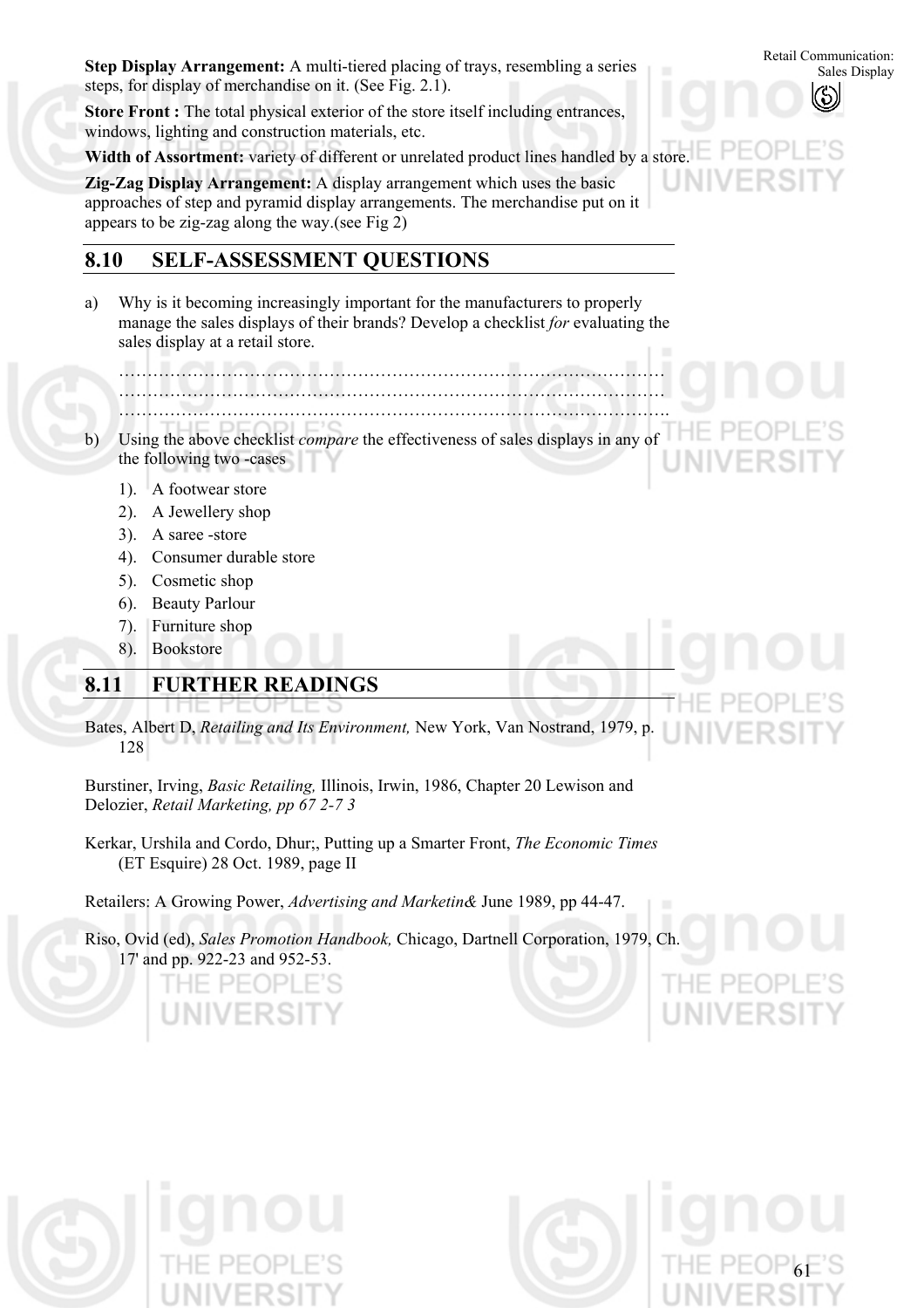**Step Display Arrangement:** A multi-tiered placing of trays, resembling a series steps, for display of merchandise on it. (See Fig. 2.1).

**Store Front :** The total physical exterior of the store itself including entrances, windows, lighting and construction materials, etc.

**Width of Assortment:** variety of different or unrelated product lines handled by a store.

**Zig-Zag Display Arrangement:** A display arrangement which uses the basic approaches of step and pyramid display arrangements. The merchandise put on it appears to be zig-zag along the way.(see Fig 2)

## 8.10 SELF-ASSESSMENT QUESTIONS

a) Why is it becoming increasingly important for the manufacturers to properly manage the sales displays of their brands? Develop a checklist *for* evaluating the sales display at a retail store.

…………………………………………………………………………………
…………………………………………………………………………………
…………………………………………………………………………………

b) Using the above checklist *compare* the effectiveness of sales displays in any of the following two -cases

1). A footwear store
2). A Jewellery shop
3). A saree -store
4). Consumer durable store
5). Cosmetic shop
6). Beauty Parlour
7). Furniture shop
8). Bookstore

## 8.11 FURTHER READINGS

Bates, Albert D, *Retailing and Its Environment,* New York, Van Nostrand, 1979, p. 128

Burstiner, Irving, *Basic Retailing,* Illinois, Irwin, 1986, Chapter 20 Lewison and Delozier, *Retail Marketing, pp 67 2-7 3*

Kerkar, Urshila and Cordo, Dhur;, Putting up a Smarter Front, *The Economic Times* (ET Esquire) 28 Oct. 1989, page II

Retailers: A Growing Power, *Advertising and Marketin&* June 1989, pp 44-47.

Riso, Ovid (ed), *Sales Promotion Handbook,* Chicago, Dartnell Corporation, 1979, Ch. 17' and pp. 922-23 and 952-53.